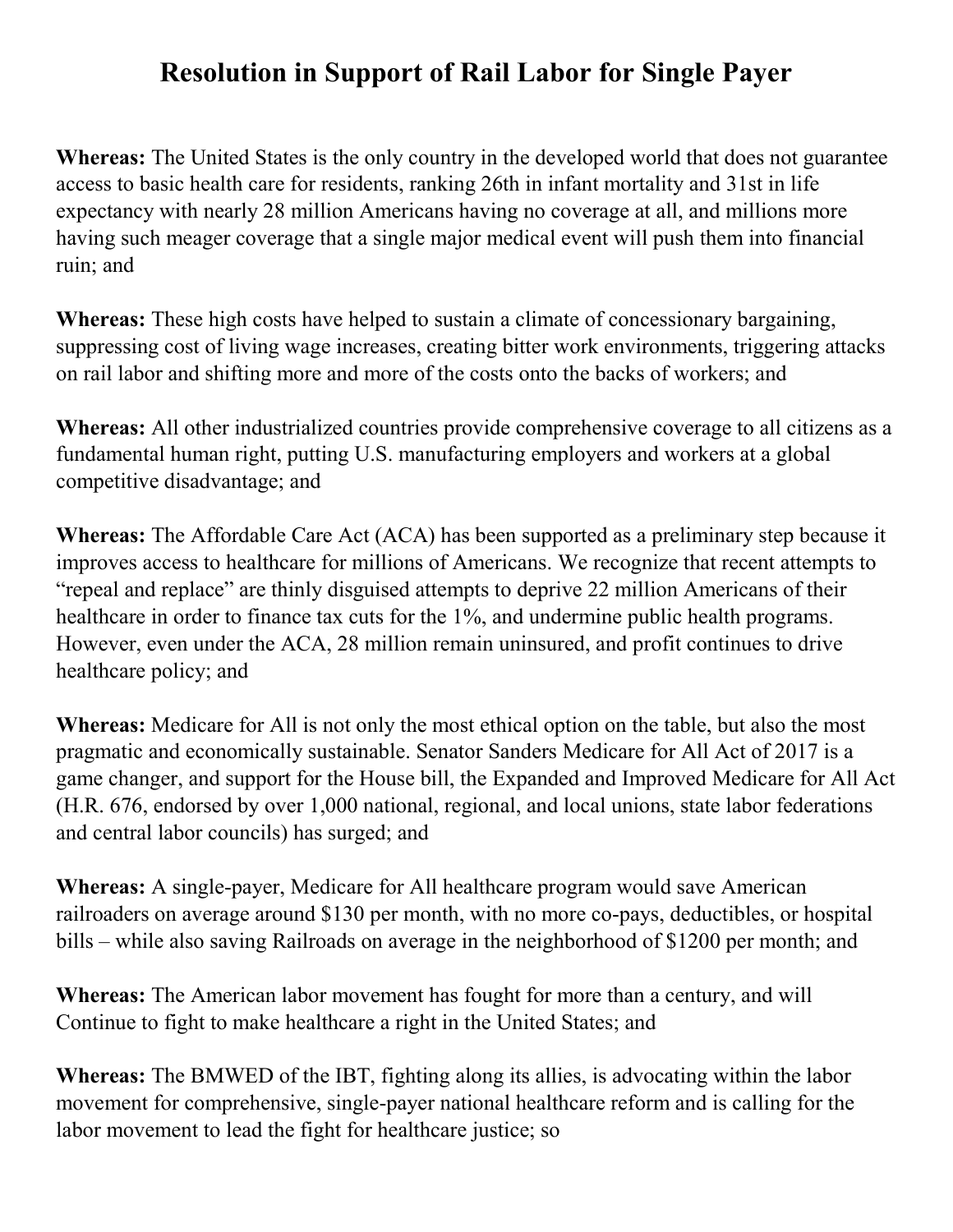# Resolution in Support of Rail Labor for Single Payer

**Whereas:** The United States is the only country in the developed world that does not guarantee access to basic health care for residents, ranking 26th in infant mortality and 31st in life expectancy with nearly 28 million Americans having no coverage at all, and millions more having such meager coverage that a single major medical event will push them into financial ruin; and

**Whereas:** These high costs have helped to sustain a climate of concessionary bargaining, suppressing cost of living wage increases, creating bitter work environments, triggering attacks on rail labor and shifting more and more of the costs onto the backs of workers; and

**Whereas:** All other industrialized countries provide comprehensive coverage to all citizens as a fundamental human right, putting U.S. manufacturing employers and workers at a global competitive disadvantage; and

**Whereas:** The Affordable Care Act (ACA) has been supported as a preliminary step because it improves access to healthcare for millions of Americans. We recognize that recent attempts to "repeal and replace" are thinly disguised attempts to deprive 22 million Americans of their healthcare in order to finance tax cuts for the 1%, and undermine public health programs. However, even under the ACA, 28 million remain uninsured, and profit continues to drive healthcare policy; and

**Whereas:** Medicare for All is not only the most ethical option on the table, but also the most pragmatic and economically sustainable. Senator Sanders Medicare for All Act of 2017 is a game changer, and support for the House bill, the Expanded and Improved Medicare for All Act (H.R. 676, endorsed by over 1,000 national, regional, and local unions, state labor federations and central labor councils) has surged; and

**Whereas:** A single-payer, Medicare for All healthcare program would save American railroaders on average around $130 per month, with no more co-pays, deductibles, or hospital bills – while also saving Railroads on average in the neighborhood of $1200 per month; and

**Whereas:** The American labor movement has fought for more than a century, and will Continue to fight to make healthcare a right in the United States; and

**Whereas:** The BMWED of the IBT, fighting along its allies, is advocating within the labor movement for comprehensive, single-payer national healthcare reform and is calling for the labor movement to lead the fight for healthcare justice; so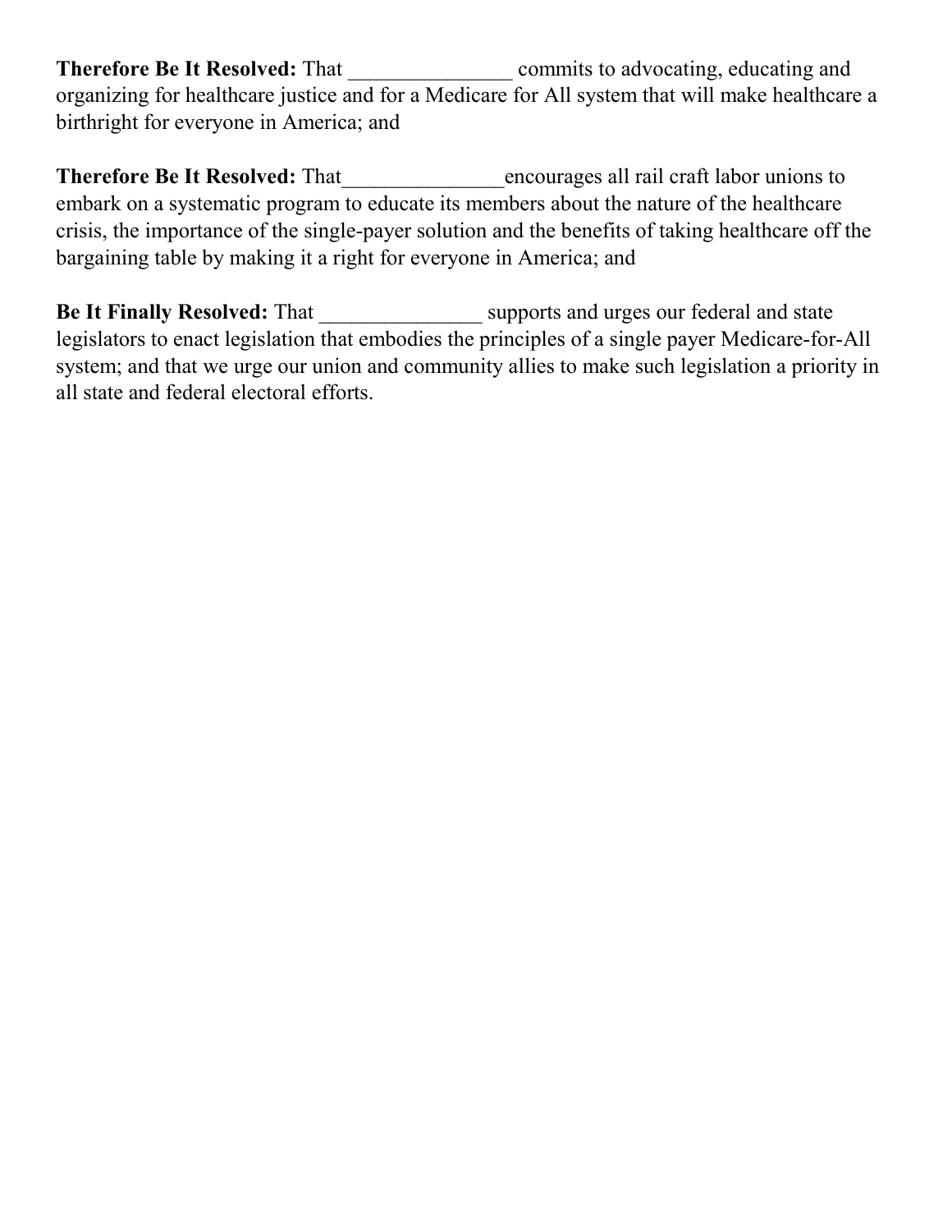**Therefore Be It Resolved:** That _______________ commits to advocating, educating and organizing for healthcare justice and for a Medicare for All system that will make healthcare a birthright for everyone in America; and

**Therefore Be It Resolved:** That_______________encourages all rail craft labor unions to embark on a systematic program to educate its members about the nature of the healthcare crisis, the importance of the single-payer solution and the benefits of taking healthcare off the bargaining table by making it a right for everyone in America; and

**Be It Finally Resolved:** That _______________ supports and urges our federal and state legislators to enact legislation that embodies the principles of a single payer Medicare-for-All system; and that we urge our union and community allies to make such legislation a priority in all state and federal electoral efforts.